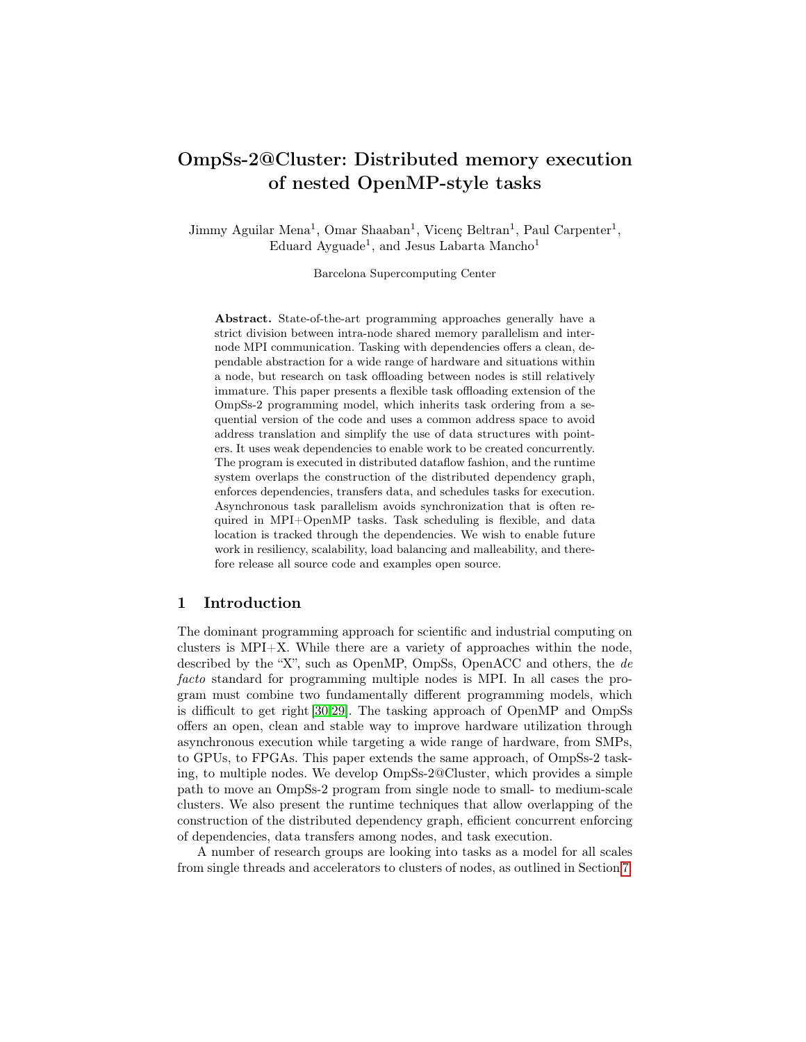# OmpSs-2@Cluster: Distributed memory execution of nested OpenMP-style tasks

Jimmy Aguilar Mena[1], Omar Shaaban[1], Vicenç Beltran[1], Paul Carpenter[1], Eduard Ayguade[1], and Jesus Labarta Mancho[1]

Barcelona Supercomputing Center

**Abstract.** State-of-the-art programming approaches generally have a strict division between intra-node shared memory parallelism and inter-node MPI communication. Tasking with dependencies offers a clean, dependable abstraction for a wide range of hardware and situations within a node, but research on task offloading between nodes is still relatively immature. This paper presents a flexible task offloading extension of the OmpSs-2 programming model, which inherits task ordering from a sequential version of the code and uses a common address space to avoid address translation and simplify the use of data structures with pointers. It uses weak dependencies to enable work to be created concurrently. The program is executed in distributed dataflow fashion, and the runtime system overlaps the construction of the distributed dependency graph, enforces dependencies, transfers data, and schedules tasks for execution. Asynchronous task parallelism avoids synchronization that is often required in MPI+OpenMP tasks. Task scheduling is flexible, and data location is tracked through the dependencies. We wish to enable future work in resiliency, scalability, load balancing and malleability, and therefore release all source code and examples open source.

## 1 Introduction

The dominant programming approach for scientific and industrial computing on clusters is MPI+X. While there are a variety of approaches within the node, described by the "X", such as OpenMP, OmpSs, OpenACC and others, the *de facto* standard for programming multiple nodes is MPI. In all cases the program must combine two fundamentally different programming models, which is difficult to get right [30,29]. The tasking approach of OpenMP and OmpSs offers an open, clean and stable way to improve hardware utilization through asynchronous execution while targeting a wide range of hardware, from SMPs, to GPUs, to FPGAs. This paper extends the same approach, of OmpSs-2 tasking, to multiple nodes. We develop OmpSs-2@Cluster, which provides a simple path to move an OmpSs-2 program from single node to small- to medium-scale clusters. We also present the runtime techniques that allow overlapping of the construction of the distributed dependency graph, efficient concurrent enforcing of dependencies, data transfers among nodes, and task execution.

A number of research groups are looking into tasks as a model for all scales from single threads and accelerators to clusters of nodes, as outlined in Section 7.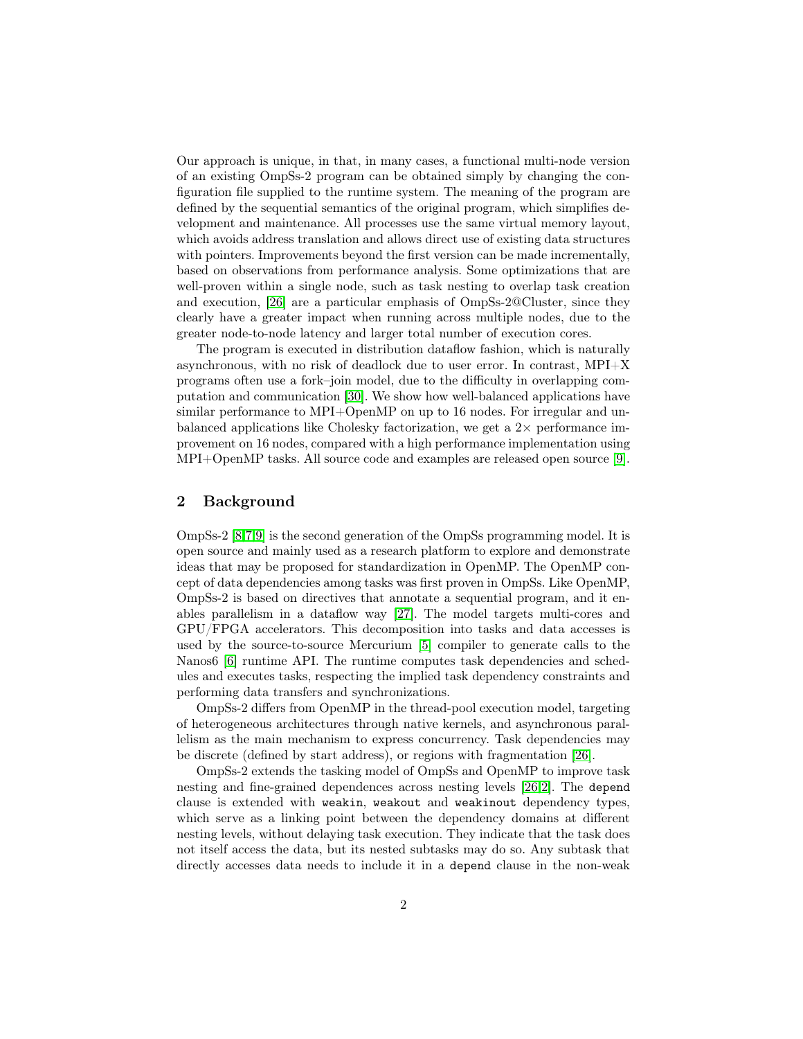Our approach is unique, in that, in many cases, a functional multi-node version of an existing OmpSs-2 program can be obtained simply by changing the configuration file supplied to the runtime system. The meaning of the program are defined by the sequential semantics of the original program, which simplifies development and maintenance. All processes use the same virtual memory layout, which avoids address translation and allows direct use of existing data structures with pointers. Improvements beyond the first version can be made incrementally, based on observations from performance analysis. Some optimizations that are well-proven within a single node, such as task nesting to overlap task creation and execution, [26] are a particular emphasis of OmpSs-2@Cluster, since they clearly have a greater impact when running across multiple nodes, due to the greater node-to-node latency and larger total number of execution cores.

The program is executed in distribution dataflow fashion, which is naturally asynchronous, with no risk of deadlock due to user error. In contrast, MPI+X programs often use a fork–join model, due to the difficulty in overlapping computation and communication [30]. We show how well-balanced applications have similar performance to MPI+OpenMP on up to 16 nodes. For irregular and unbalanced applications like Cholesky factorization, we get a 2× performance improvement on 16 nodes, compared with a high performance implementation using MPI+OpenMP tasks. All source code and examples are released open source [9].

## 2 Background

OmpSs-2 [8,7,9] is the second generation of the OmpSs programming model. It is open source and mainly used as a research platform to explore and demonstrate ideas that may be proposed for standardization in OpenMP. The OpenMP concept of data dependencies among tasks was first proven in OmpSs. Like OpenMP, OmpSs-2 is based on directives that annotate a sequential program, and it enables parallelism in a dataflow way [27]. The model targets multi-cores and GPU/FPGA accelerators. This decomposition into tasks and data accesses is used by the source-to-source Mercurium [5] compiler to generate calls to the Nanos6 [6] runtime API. The runtime computes task dependencies and schedules and executes tasks, respecting the implied task dependency constraints and performing data transfers and synchronizations.

OmpSs-2 differs from OpenMP in the thread-pool execution model, targeting of heterogeneous architectures through native kernels, and asynchronous parallelism as the main mechanism to express concurrency. Task dependencies may be discrete (defined by start address), or regions with fragmentation [26].

OmpSs-2 extends the tasking model of OmpSs and OpenMP to improve task nesting and fine-grained dependences across nesting levels [26,2]. The `depend` clause is extended with `weakin`, `weakout` and `weakinout` dependency types, which serve as a linking point between the dependency domains at different nesting levels, without delaying task execution. They indicate that the task does not itself access the data, but its nested subtasks may do so. Any subtask that directly accesses data needs to include it in a `depend` clause in the non-weak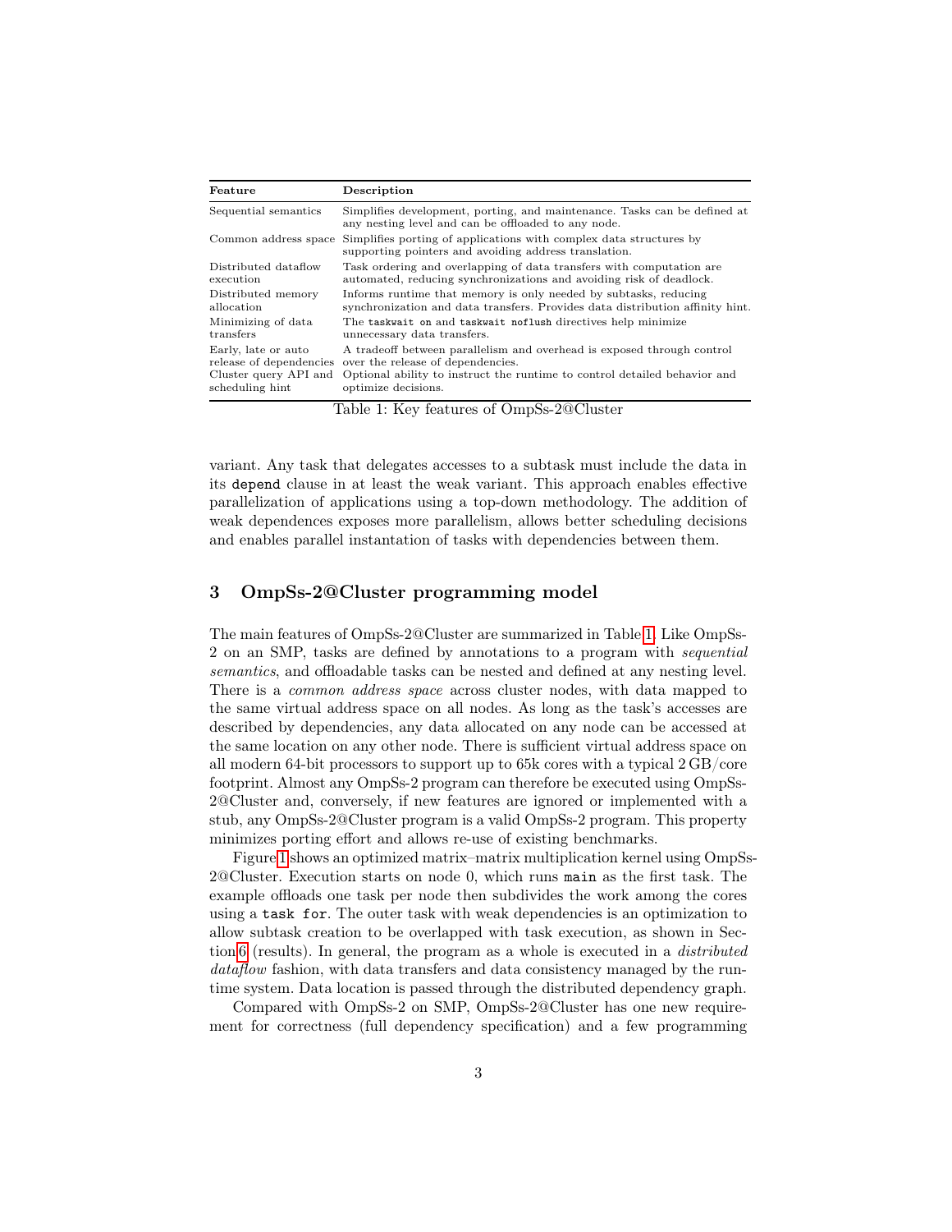| Feature | Description |
|---|---|
| Sequential semantics | Simplifies development, porting, and maintenance. Tasks can be defined at any nesting level and can be offloaded to any node. |
| Common address space | Simplifies porting of applications with complex data structures by supporting pointers and avoiding address translation. |
| Distributed dataflow execution | Task ordering and overlapping of data transfers with computation are automated, reducing synchronizations and avoiding risk of deadlock. |
| Distributed memory allocation | Informs runtime that memory is only needed by subtasks, reducing synchronization and data transfers. Provides data distribution affinity hint. |
| Minimizing of data transfers | The `taskwait on` and `taskwait noflush` directives help minimize unnecessary data transfers. |
| Early, late or auto release of dependencies | A tradeoff between parallelism and overhead is exposed through control over the release of dependencies. |
| Cluster query API and scheduling hint | Optional ability to instruct the runtime to control detailed behavior and optimize decisions. |

Table 1: Key features of OmpSs-2@Cluster

variant. Any task that delegates accesses to a subtask must include the data in its `depend` clause in at least the weak variant. This approach enables effective parallelization of applications using a top-down methodology. The addition of weak dependences exposes more parallelism, allows better scheduling decisions and enables parallel instantation of tasks with dependencies between them.

## 3 OmpSs-2@Cluster programming model

The main features of OmpSs-2@Cluster are summarized in Table 1. Like OmpSs-2 on an SMP, tasks are defined by annotations to a program with *sequential semantics*, and offloadable tasks can be nested and defined at any nesting level. There is a *common address space* across cluster nodes, with data mapped to the same virtual address space on all nodes. As long as the task's accesses are described by dependencies, any data allocated on any node can be accessed at the same location on any other node. There is sufficient virtual address space on all modern 64-bit processors to support up to 65k cores with a typical 2 GB/core footprint. Almost any OmpSs-2 program can therefore be executed using OmpSs-2@Cluster and, conversely, if new features are ignored or implemented with a stub, any OmpSs-2@Cluster program is a valid OmpSs-2 program. This property minimizes porting effort and allows re-use of existing benchmarks.

Figure 1 shows an optimized matrix–matrix multiplication kernel using OmpSs-2@Cluster. Execution starts on node 0, which runs `main` as the first task. The example offloads one task per node then subdivides the work among the cores using a `task for`. The outer task with weak dependencies is an optimization to allow subtask creation to be overlapped with task execution, as shown in Section 6 (results). In general, the program as a whole is executed in a *distributed dataflow* fashion, with data transfers and data consistency managed by the runtime system. Data location is passed through the distributed dependency graph.

Compared with OmpSs-2 on SMP, OmpSs-2@Cluster has one new requirement for correctness (full dependency specification) and a few programming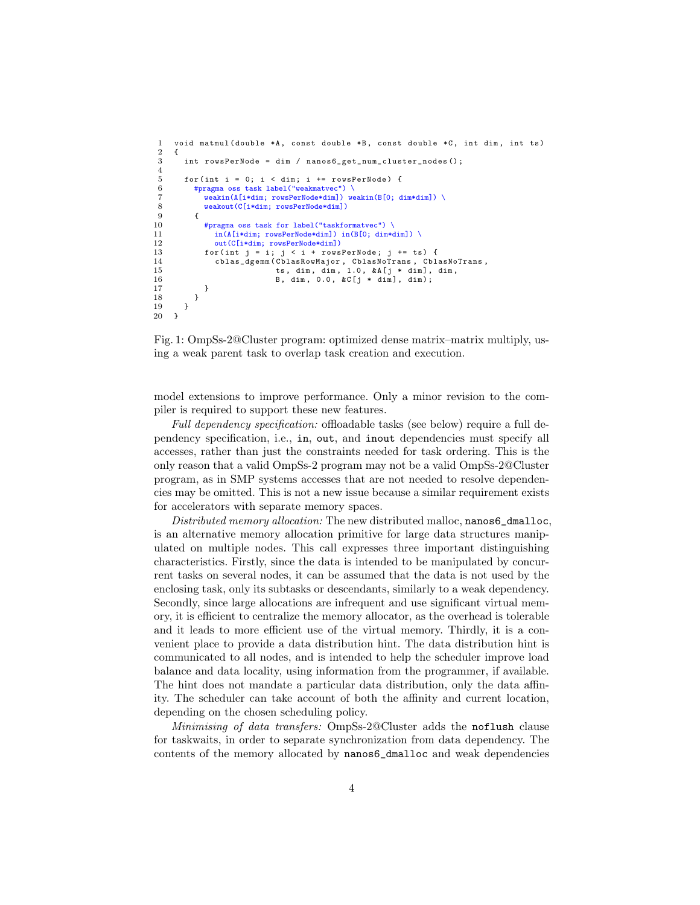```
1  void matmul(double *A, const double *B, const double *C, int dim, int ts)
2  {
3    int rowsPerNode = dim / nanos6_get_num_cluster_nodes();
4
5    for(int i = 0; i < dim; i += rowsPerNode) {
6      #pragma oss task label("weakmatvec") \
7        weakin(A[i*dim; rowsPerNode*dim]) weakin(B[0; dim*dim]) \
8        weakout(C[i*dim; rowsPerNode*dim])
9      {
10       #pragma oss task for label("taskformatvec") \
11         in(A[i*dim; rowsPerNode*dim]) in(B[0; dim*dim]) \
12         out(C[i*dim; rowsPerNode*dim])
13       for(int j = i; j < i + rowsPerNode; j += ts) {
14         cblas_dgemm(CblasRowMajor, CblasNoTrans, CblasNoTrans,
15                     ts, dim, dim, 1.0, &A[j * dim], dim,
16                     B, dim, 0.0, &C[j * dim], dim);
17       }
18     }
19   }
20 }
```

Fig. 1: OmpSs-2@Cluster program: optimized dense matrix–matrix multiply, using a weak parent task to overlap task creation and execution.

model extensions to improve performance. Only a minor revision to the compiler is required to support these new features.

*Full dependency specification:* offloadable tasks (see below) require a full dependency specification, i.e., `in`, `out`, and `inout` dependencies must specify all accesses, rather than just the constraints needed for task ordering. This is the only reason that a valid OmpSs-2 program may not be a valid OmpSs-2@Cluster program, as in SMP systems accesses that are not needed to resolve dependencies may be omitted. This is not a new issue because a similar requirement exists for accelerators with separate memory spaces.

*Distributed memory allocation:* The new distributed malloc, `nanos6_dmalloc`, is an alternative memory allocation primitive for large data structures manipulated on multiple nodes. This call expresses three important distinguishing characteristics. Firstly, since the data is intended to be manipulated by concurrent tasks on several nodes, it can be assumed that the data is not used by the enclosing task, only its subtasks or descendants, similarly to a weak dependency. Secondly, since large allocations are infrequent and use significant virtual memory, it is efficient to centralize the memory allocator, as the overhead is tolerable and it leads to more efficient use of the virtual memory. Thirdly, it is a convenient place to provide a data distribution hint. The data distribution hint is communicated to all nodes, and is intended to help the scheduler improve load balance and data locality, using information from the programmer, if available. The hint does not mandate a particular data distribution, only the data affinity. The scheduler can take account of both the affinity and current location, depending on the chosen scheduling policy.

*Minimising of data transfers:* OmpSs-2@Cluster adds the `noflush` clause for taskwaits, in order to separate synchronization from data dependency. The contents of the memory allocated by `nanos6_dmalloc` and weak dependencies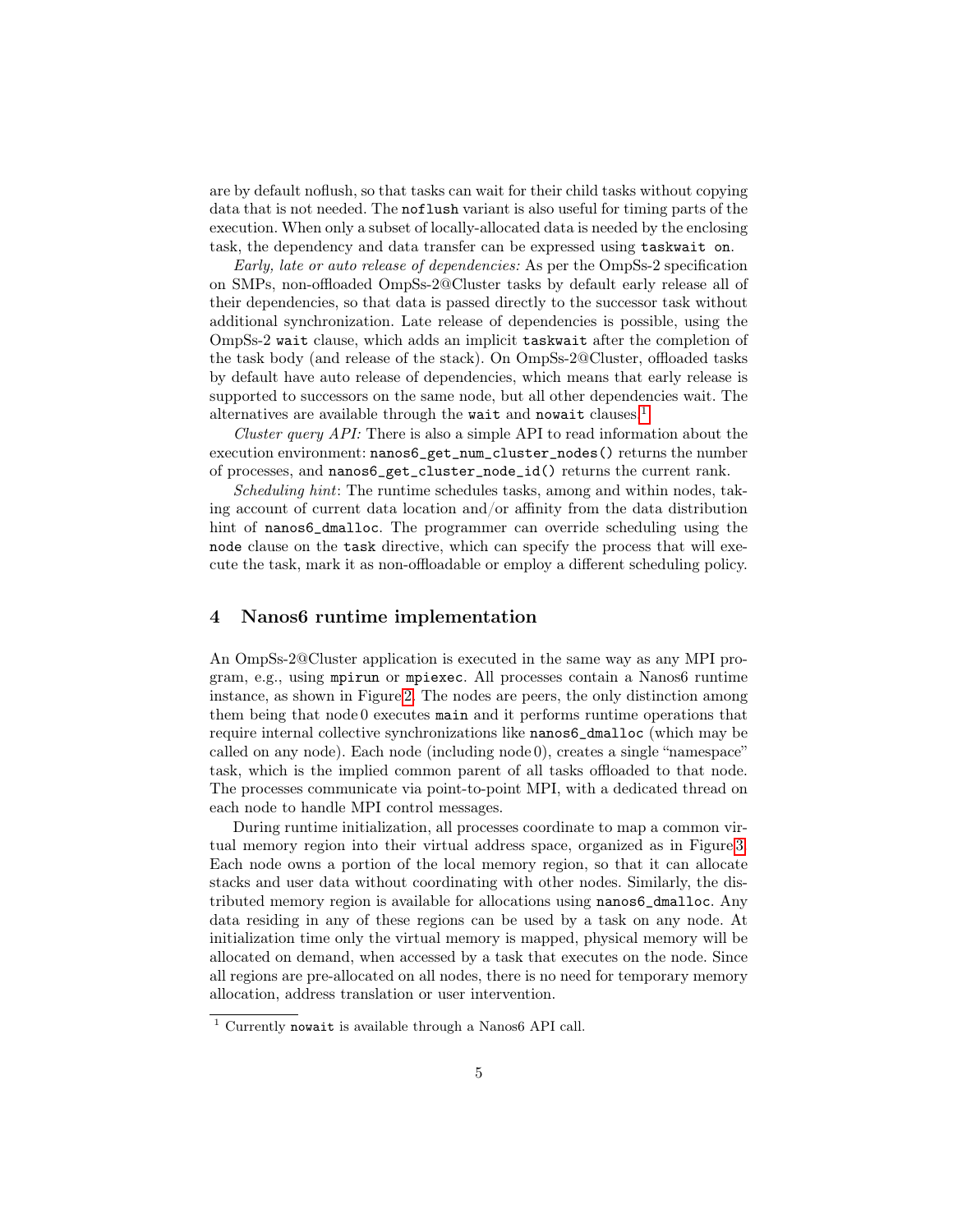are by default noflush, so that tasks can wait for their child tasks without copying data that is not needed. The `noflush` variant is also useful for timing parts of the execution. When only a subset of locally-allocated data is needed by the enclosing task, the dependency and data transfer can be expressed using `taskwait on`.

*Early, late or auto release of dependencies:* As per the OmpSs-2 specification on SMPs, non-offloaded OmpSs-2@Cluster tasks by default early release all of their dependencies, so that data is passed directly to the successor task without additional synchronization. Late release of dependencies is possible, using the OmpSs-2 `wait` clause, which adds an implicit `taskwait` after the completion of the task body (and release of the stack). On OmpSs-2@Cluster, offloaded tasks by default have auto release of dependencies, which means that early release is supported to successors on the same node, but all other dependencies wait. The alternatives are available through the `wait` and `nowait` clauses.[1]

*Cluster query API:* There is also a simple API to read information about the execution environment: `nanos6_get_num_cluster_nodes()` returns the number of processes, and `nanos6_get_cluster_node_id()` returns the current rank.

*Scheduling hint*: The runtime schedules tasks, among and within nodes, taking account of current data location and/or affinity from the data distribution hint of `nanos6_dmalloc`. The programmer can override scheduling using the `node` clause on the `task` directive, which can specify the process that will execute the task, mark it as non-offloadable or employ a different scheduling policy.

## 4 Nanos6 runtime implementation

An OmpSs-2@Cluster application is executed in the same way as any MPI program, e.g., using `mpirun` or `mpiexec`. All processes contain a Nanos6 runtime instance, as shown in Figure 2. The nodes are peers, the only distinction among them being that node 0 executes `main` and it performs runtime operations that require internal collective synchronizations like `nanos6_dmalloc` (which may be called on any node). Each node (including node 0), creates a single "namespace" task, which is the implied common parent of all tasks offloaded to that node. The processes communicate via point-to-point MPI, with a dedicated thread on each node to handle MPI control messages.

During runtime initialization, all processes coordinate to map a common virtual memory region into their virtual address space, organized as in Figure 3. Each node owns a portion of the local memory region, so that it can allocate stacks and user data without coordinating with other nodes. Similarly, the distributed memory region is available for allocations using `nanos6_dmalloc`. Any data residing in any of these regions can be used by a task on any node. At initialization time only the virtual memory is mapped, physical memory will be allocated on demand, when accessed by a task that executes on the node. Since all regions are pre-allocated on all nodes, there is no need for temporary memory allocation, address translation or user intervention.

[1] Currently `nowait` is available through a Nanos6 API call.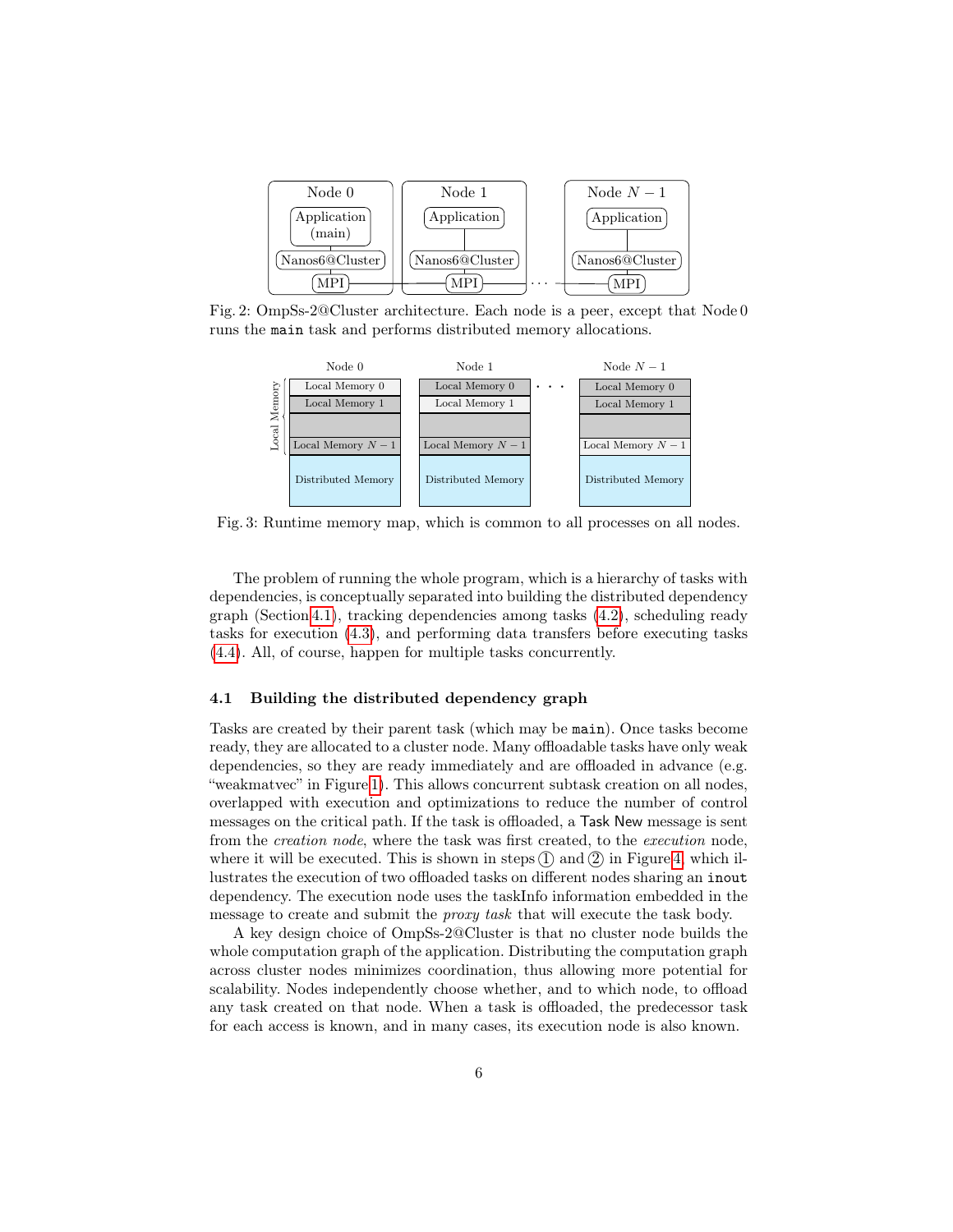Fig. 2: OmpSs-2@Cluster architecture. Each node is a peer, except that Node 0 runs the `main` task and performs distributed memory allocations.

Fig. 3: Runtime memory map, which is common to all processes on all nodes.

The problem of running the whole program, which is a hierarchy of tasks with dependencies, is conceptually separated into building the distributed dependency graph (Section 4.1), tracking dependencies among tasks (4.2), scheduling ready tasks for execution (4.3), and performing data transfers before executing tasks (4.4). All, of course, happen for multiple tasks concurrently.

### 4.1 Building the distributed dependency graph

Tasks are created by their parent task (which may be `main`). Once tasks become ready, they are allocated to a cluster node. Many offloadable tasks have only weak dependencies, so they are ready immediately and are offloaded in advance (e.g. "weakmatvec" in Figure 1). This allows concurrent subtask creation on all nodes, overlapped with execution and optimizations to reduce the number of control messages on the critical path. If the task is offloaded, a Task New message is sent from the *creation node*, where the task was first created, to the *execution* node, where it will be executed. This is shown in steps ① and ② in Figure 4, which illustrates the execution of two offloaded tasks on different nodes sharing an `inout` dependency. The execution node uses the taskInfo information embedded in the message to create and submit the *proxy task* that will execute the task body.

A key design choice of OmpSs-2@Cluster is that no cluster node builds the whole computation graph of the application. Distributing the computation graph across cluster nodes minimizes coordination, thus allowing more potential for scalability. Nodes independently choose whether, and to which node, to offload any task created on that node. When a task is offloaded, the predecessor task for each access is known, and in many cases, its execution node is also known.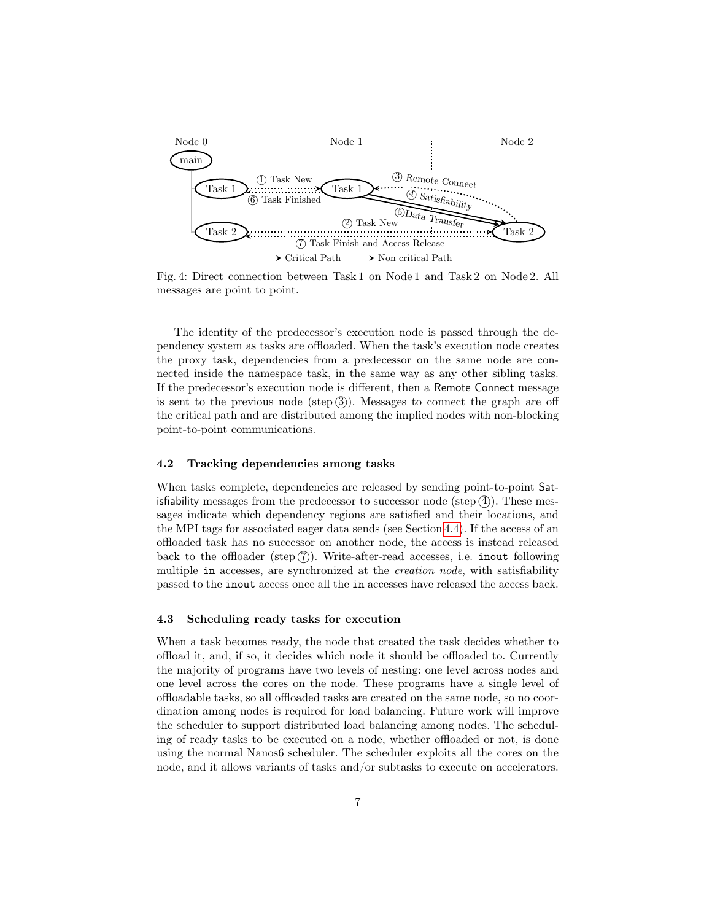Fig. 4: Direct connection between Task 1 on Node 1 and Task 2 on Node 2. All messages are point to point.

The identity of the predecessor's execution node is passed through the dependency system as tasks are offloaded. When the task's execution node creates the proxy task, dependencies from a predecessor on the same node are connected inside the namespace task, in the same way as any other sibling tasks. If the predecessor's execution node is different, then a Remote Connect message is sent to the previous node (step ③). Messages to connect the graph are off the critical path and are distributed among the implied nodes with non-blocking point-to-point communications.

### 4.2 Tracking dependencies among tasks

When tasks complete, dependencies are released by sending point-to-point Satisfiability messages from the predecessor to successor node (step ④). These messages indicate which dependency regions are satisfied and their locations, and the MPI tags for associated eager data sends (see Section 4.4). If the access of an offloaded task has no successor on another node, the access is instead released back to the offloader (step ⑦). Write-after-read accesses, i.e. `inout` following multiple `in` accesses, are synchronized at the *creation node*, with satisfiability passed to the `inout` access once all the `in` accesses have released the access back.

### 4.3 Scheduling ready tasks for execution

When a task becomes ready, the node that created the task decides whether to offload it, and, if so, it decides which node it should be offloaded to. Currently the majority of programs have two levels of nesting: one level across nodes and one level across the cores on the node. These programs have a single level of offloadable tasks, so all offloaded tasks are created on the same node, so no coordination among nodes is required for load balancing. Future work will improve the scheduler to support distributed load balancing among nodes. The scheduling of ready tasks to be executed on a node, whether offloaded or not, is done using the normal Nanos6 scheduler. The scheduler exploits all the cores on the node, and it allows variants of tasks and/or subtasks to execute on accelerators.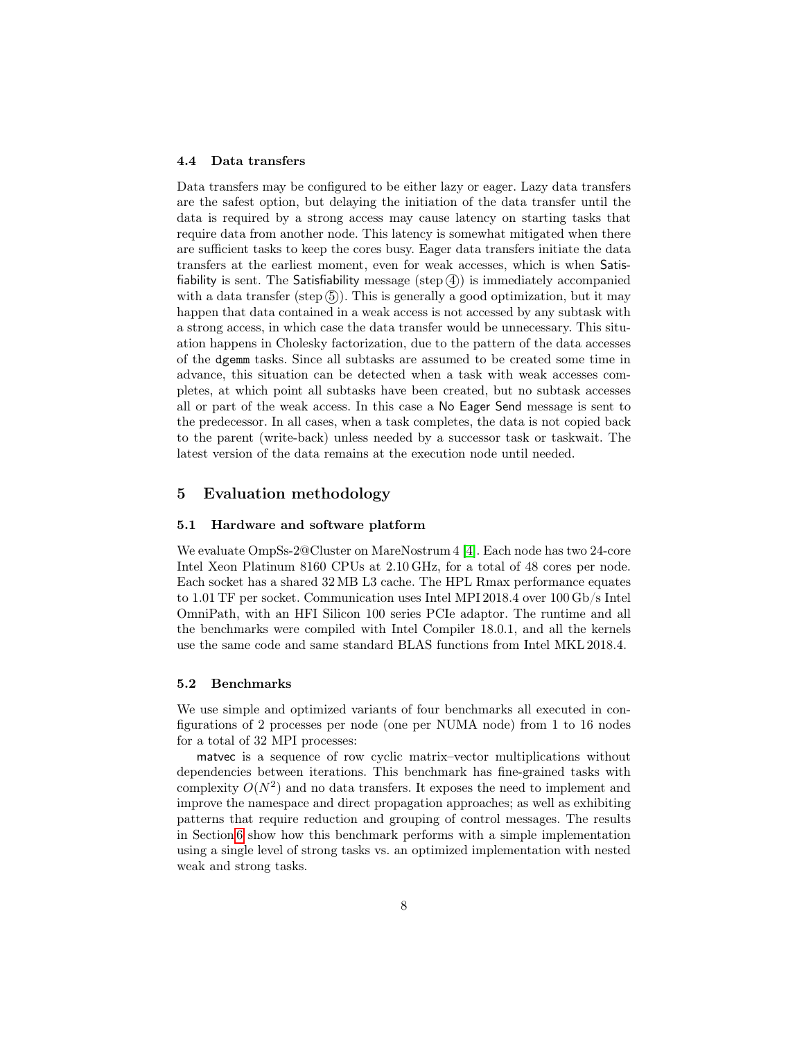### 4.4 Data transfers

Data transfers may be configured to be either lazy or eager. Lazy data transfers are the safest option, but delaying the initiation of the data transfer until the data is required by a strong access may cause latency on starting tasks that require data from another node. This latency is somewhat mitigated when there are sufficient tasks to keep the cores busy. Eager data transfers initiate the data transfers at the earliest moment, even for weak accesses, which is when Satisfiability is sent. The Satisfiability message (step ④) is immediately accompanied with a data transfer (step ⑤). This is generally a good optimization, but it may happen that data contained in a weak access is not accessed by any subtask with a strong access, in which case the data transfer would be unnecessary. This situation happens in Cholesky factorization, due to the pattern of the data accesses of the `dgemm` tasks. Since all subtasks are assumed to be created some time in advance, this situation can be detected when a task with weak accesses completes, at which point all subtasks have been created, but no subtask accesses all or part of the weak access. In this case a No Eager Send message is sent to the predecessor. In all cases, when a task completes, the data is not copied back to the parent (write-back) unless needed by a successor task or taskwait. The latest version of the data remains at the execution node until needed.

## 5 Evaluation methodology

### 5.1 Hardware and software platform

We evaluate OmpSs-2@Cluster on MareNostrum 4 [4]. Each node has two 24-core Intel Xeon Platinum 8160 CPUs at 2.10 GHz, for a total of 48 cores per node. Each socket has a shared 32 MB L3 cache. The HPL Rmax performance equates to 1.01 TF per socket. Communication uses Intel MPI 2018.4 over 100 Gb/s Intel OmniPath, with an HFI Silicon 100 series PCIe adaptor. The runtime and all the benchmarks were compiled with Intel Compiler 18.0.1, and all the kernels use the same code and same standard BLAS functions from Intel MKL 2018.4.

### 5.2 Benchmarks

We use simple and optimized variants of four benchmarks all executed in configurations of 2 processes per node (one per NUMA node) from 1 to 16 nodes for a total of 32 MPI processes:

matvec is a sequence of row cyclic matrix–vector multiplications without dependencies between iterations. This benchmark has fine-grained tasks with complexity $O(N^2)$ and no data transfers. It exposes the need to implement and improve the namespace and direct propagation approaches; as well as exhibiting patterns that require reduction and grouping of control messages. The results in Section 6 show how this benchmark performs with a simple implementation using a single level of strong tasks vs. an optimized implementation with nested weak and strong tasks.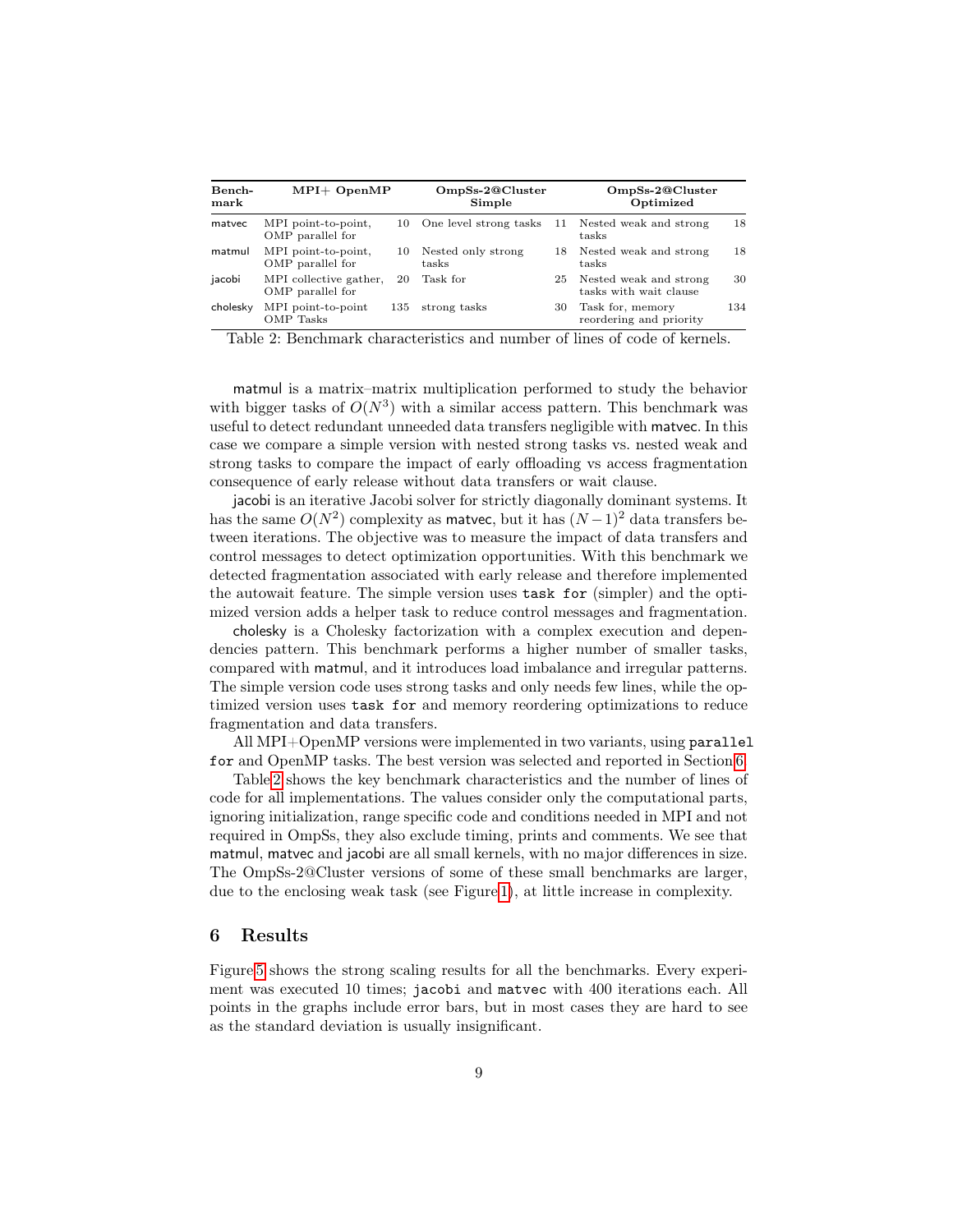| Bench-mark | MPI+ OpenMP | | OmpSs-2@Cluster Simple | | OmpSs-2@Cluster Optimized | |
|---|---|---|---|---|---|---|
| matvec | MPI point-to-point, OMP parallel for | 10 | One level strong tasks | 11 | Nested weak and strong tasks | 18 |
| matmul | MPI point-to-point, OMP parallel for | 10 | Nested only strong tasks | 18 | Nested weak and strong tasks | 18 |
| jacobi | MPI collective gather, OMP parallel for | 20 | Task for | 25 | Nested weak and strong tasks with wait clause | 30 |
| cholesky | MPI point-to-point OMP Tasks | 135 | strong tasks | 30 | Task for, memory reordering and priority | 134 |

Table 2: Benchmark characteristics and number of lines of code of kernels.

matmul is a matrix–matrix multiplication performed to study the behavior with bigger tasks of $O(N^3)$ with a similar access pattern. This benchmark was useful to detect redundant unneeded data transfers negligible with matvec. In this case we compare a simple version with nested strong tasks vs. nested weak and strong tasks to compare the impact of early offloading vs access fragmentation consequence of early release without data transfers or wait clause.

jacobi is an iterative Jacobi solver for strictly diagonally dominant systems. It has the same $O(N^2)$ complexity as matvec, but it has $(N-1)^2$ data transfers between iterations. The objective was to measure the impact of data transfers and control messages to detect optimization opportunities. With this benchmark we detected fragmentation associated with early release and therefore implemented the autowait feature. The simple version uses `task for` (simpler) and the optimized version adds a helper task to reduce control messages and fragmentation.

cholesky is a Cholesky factorization with a complex execution and dependencies pattern. This benchmark performs a higher number of smaller tasks, compared with matmul, and it introduces load imbalance and irregular patterns. The simple version code uses strong tasks and only needs few lines, while the optimized version uses `task for` and memory reordering optimizations to reduce fragmentation and data transfers.

All MPI+OpenMP versions were implemented in two variants, using `parallel for` and OpenMP tasks. The best version was selected and reported in Section 6.

Table 2 shows the key benchmark characteristics and the number of lines of code for all implementations. The values consider only the computational parts, ignoring initialization, range specific code and conditions needed in MPI and not required in OmpSs, they also exclude timing, prints and comments. We see that matmul, matvec and jacobi are all small kernels, with no major differences in size. The OmpSs-2@Cluster versions of some of these small benchmarks are larger, due to the enclosing weak task (see Figure 1), at little increase in complexity.

## 6 Results

Figure 5 shows the strong scaling results for all the benchmarks. Every experiment was executed 10 times; `jacobi` and `matvec` with 400 iterations each. All points in the graphs include error bars, but in most cases they are hard to see as the standard deviation is usually insignificant.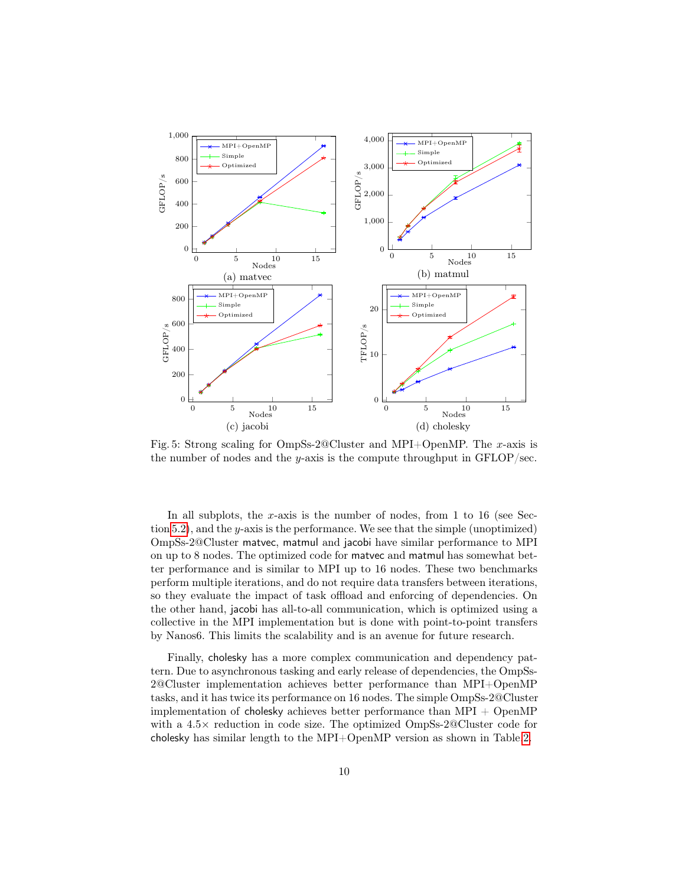(a) matvec

(b) matmul

(c) jacobi

(d) cholesky

Fig. 5: Strong scaling for OmpSs-2@Cluster and MPI+OpenMP. The $x$-axis is the number of nodes and the $y$-axis is the compute throughput in GFLOP/sec.

In all subplots, the $x$-axis is the number of nodes, from 1 to 16 (see Section 5.2), and the $y$-axis is the performance. We see that the simple (unoptimized) OmpSs-2@Cluster matvec, matmul and jacobi have similar performance to MPI on up to 8 nodes. The optimized code for matvec and matmul has somewhat better performance and is similar to MPI up to 16 nodes. These two benchmarks perform multiple iterations, and do not require data transfers between iterations, so they evaluate the impact of task offload and enforcing of dependencies. On the other hand, jacobi has all-to-all communication, which is optimized using a collective in the MPI implementation but is done with point-to-point transfers by Nanos6. This limits the scalability and is an avenue for future research.

Finally, cholesky has a more complex communication and dependency pattern. Due to asynchronous tasking and early release of dependencies, the OmpSs-2@Cluster implementation achieves better performance than MPI+OpenMP tasks, and it has twice its performance on 16 nodes. The simple OmpSs-2@Cluster implementation of cholesky achieves better performance than MPI + OpenMP with a 4.5× reduction in code size. The optimized OmpSs-2@Cluster code for cholesky has similar length to the MPI+OpenMP version as shown in Table 2.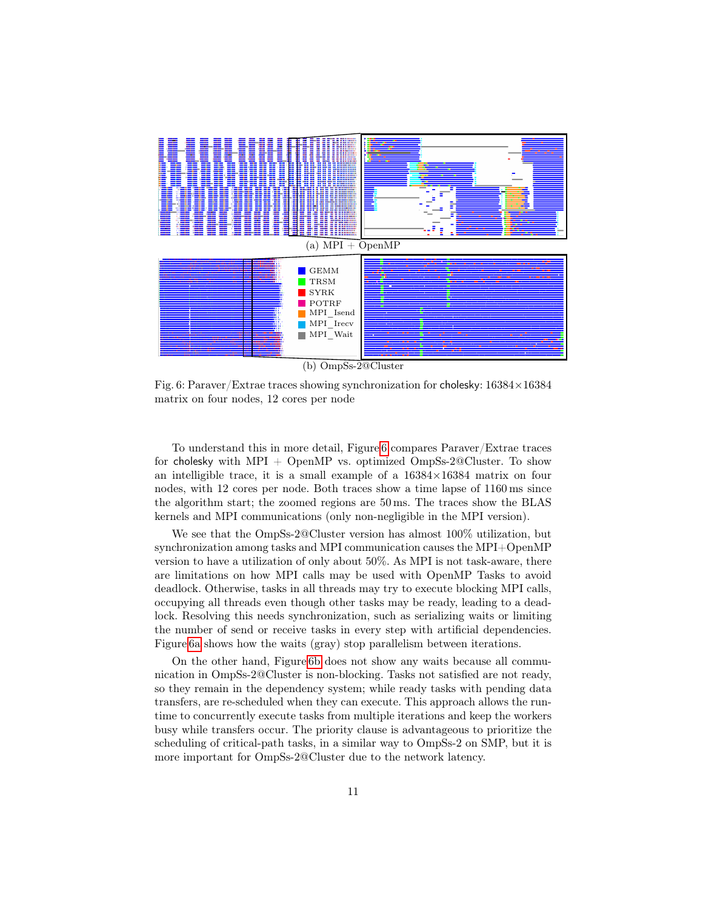(a) MPI + OpenMP

(b) OmpSs-2@Cluster

Fig. 6: Paraver/Extrae traces showing synchronization for cholesky: 16384×16384 matrix on four nodes, 12 cores per node

To understand this in more detail, Figure 6 compares Paraver/Extrae traces for cholesky with MPI + OpenMP vs. optimized OmpSs-2@Cluster. To show an intelligible trace, it is a small example of a 16384×16384 matrix on four nodes, with 12 cores per node. Both traces show a time lapse of 1160 ms since the algorithm start; the zoomed regions are 50 ms. The traces show the BLAS kernels and MPI communications (only non-negligible in the MPI version).

We see that the OmpSs-2@Cluster version has almost 100% utilization, but synchronization among tasks and MPI communication causes the MPI+OpenMP version to have a utilization of only about 50%. As MPI is not task-aware, there are limitations on how MPI calls may be used with OpenMP Tasks to avoid deadlock. Otherwise, tasks in all threads may try to execute blocking MPI calls, occupying all threads even though other tasks may be ready, leading to a deadlock. Resolving this needs synchronization, such as serializing waits or limiting the number of send or receive tasks in every step with artificial dependencies. Figure 6a shows how the waits (gray) stop parallelism between iterations.

On the other hand, Figure 6b does not show any waits because all communication in OmpSs-2@Cluster is non-blocking. Tasks not satisfied are not ready, so they remain in the dependency system; while ready tasks with pending data transfers, are re-scheduled when they can execute. This approach allows the runtime to concurrently execute tasks from multiple iterations and keep the workers busy while transfers occur. The priority clause is advantageous to prioritize the scheduling of critical-path tasks, in a similar way to OmpSs-2 on SMP, but it is more important for OmpSs-2@Cluster due to the network latency.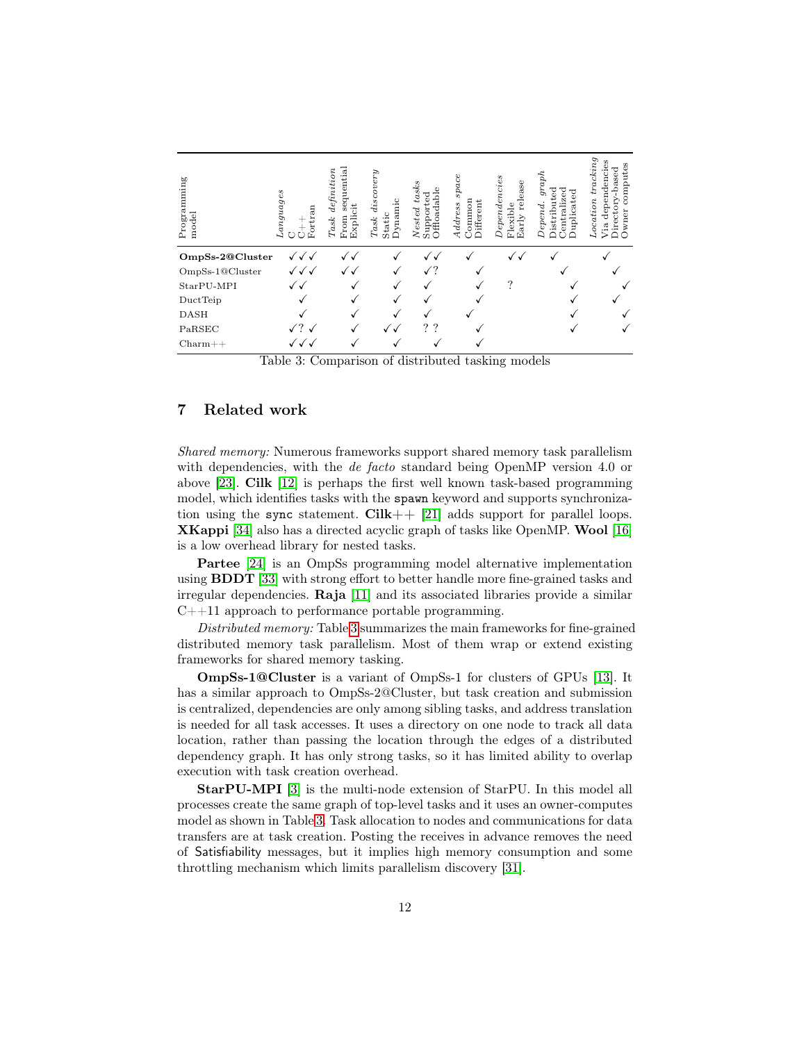| Programming model | *Languages* C | C++ | Fortran | *Task definition* From sequential | Explicit | *Task discovery* Static | Dynamic | *Nested tasks* Supported | Offloadable | *Address space* Common | Different | *Dependencies* Flexible | Early release | *Depend. graph* Distributed | Centralized | Duplicated | *Location tracking* Via dependencies | Directory-based | Owner computes |
|---|---|---|---|---|---|---|---|---|---|---|---|---|---|---|---|---|---|---|---|
| **OmpSs-2@Cluster** | ✓ | ✓ | ✓ | ✓ | ✓ | | ✓ | ✓ | ✓ | ✓ | | ✓ | ✓ | ✓ | | | ✓ | | |
| OmpSs-1@Cluster | ✓ | ✓ | ✓ | ✓ | ✓ | | ✓ | ✓ | ? | | ✓ | | | | ✓ | | | ✓ | |
| StarPU-MPI | ✓ | ✓ | | | ✓ | | ✓ | ✓ | | | ✓ | ? | | | | ✓ | | | ✓ |
| DuctTeip | | ✓ | | | ✓ | | ✓ | ✓ | | | ✓ | | | | | ✓ | | ✓ | |
| DASH | | ✓ | | | ✓ | | ✓ | ✓ | | ✓ | | | | | | ✓ | | | ✓ |
| PaRSEC | ✓ | ? | ✓ | | ✓ | ✓ | ✓ | ? | ? | | ✓ | | | | | ✓ | | | ✓ |
| Charm++ | ✓ | ✓ | ✓ | | ✓ | | ✓ | | ✓ | | ✓ | | | | | | | | |

Table 3: Comparison of distributed tasking models

## 7 Related work

*Shared memory:* Numerous frameworks support shared memory task parallelism with dependencies, with the *de facto* standard being OpenMP version 4.0 or above [23]. **Cilk** [12] is perhaps the first well known task-based programming model, which identifies tasks with the `spawn` keyword and supports synchronization using the `sync` statement. **Cilk++** [21] adds support for parallel loops. **XKappi** [34] also has a directed acyclic graph of tasks like OpenMP. **Wool** [16] is a low overhead library for nested tasks.

**Partee** [24] is an OmpSs programming model alternative implementation using **BDDT** [33] with strong effort to better handle more fine-grained tasks and irregular dependencies. **Raja** [11] and its associated libraries provide a similar C++11 approach to performance portable programming.

*Distributed memory:* Table 3 summarizes the main frameworks for fine-grained distributed memory task parallelism. Most of them wrap or extend existing frameworks for shared memory tasking.

**OmpSs-1@Cluster** is a variant of OmpSs-1 for clusters of GPUs [13]. It has a similar approach to OmpSs-2@Cluster, but task creation and submission is centralized, dependencies are only among sibling tasks, and address translation is needed for all task accesses. It uses a directory on one node to track all data location, rather than passing the location through the edges of a distributed dependency graph. It has only strong tasks, so it has limited ability to overlap execution with task creation overhead.

**StarPU-MPI** [3] is the multi-node extension of StarPU. In this model all processes create the same graph of top-level tasks and it uses an owner-computes model as shown in Table 3. Task allocation to nodes and communications for data transfers are at task creation. Posting the receives in advance removes the need of Satisfiability messages, but it implies high memory consumption and some throttling mechanism which limits parallelism discovery [31].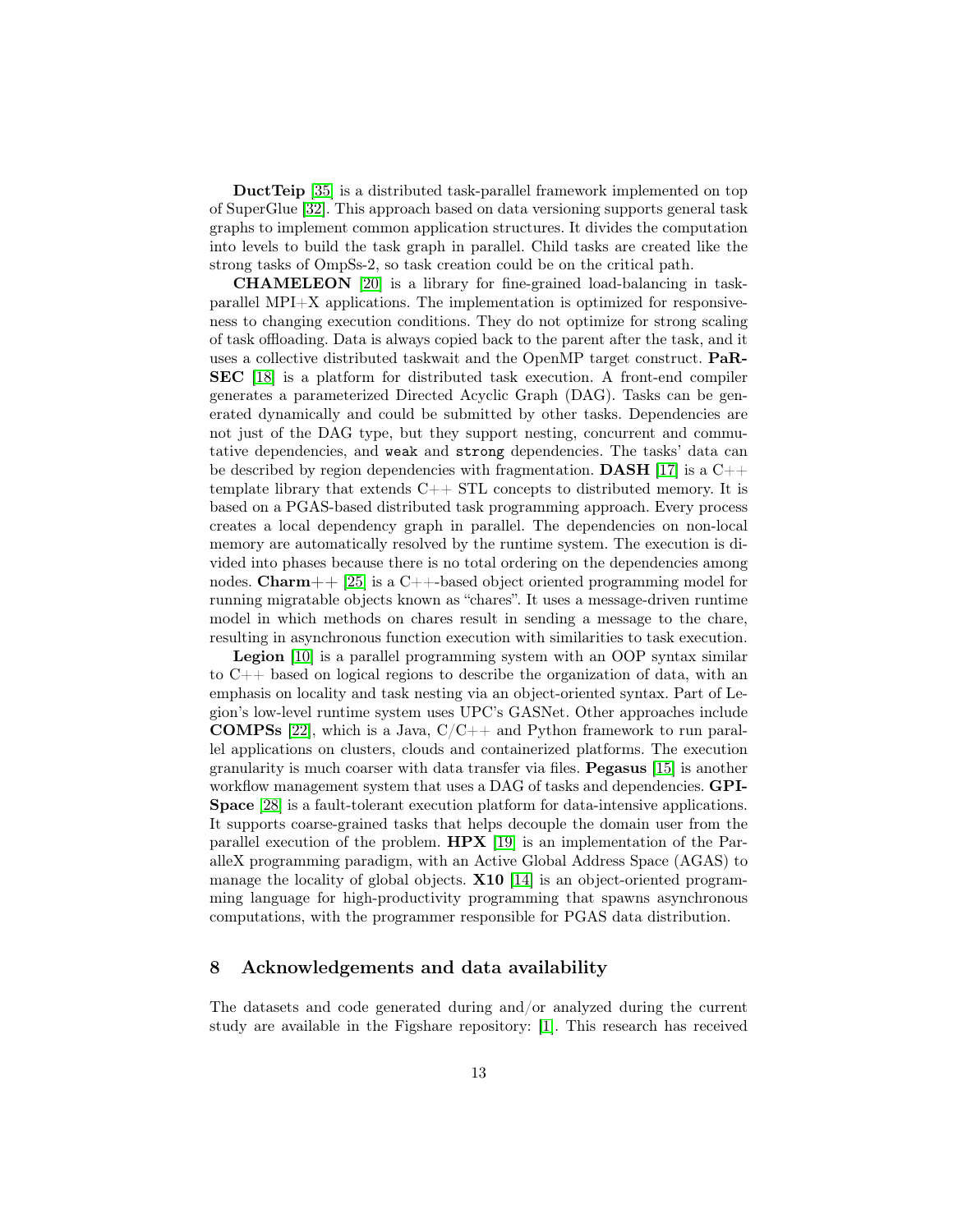**DuctTeip** [35] is a distributed task-parallel framework implemented on top of SuperGlue [32]. This approach based on data versioning supports general task graphs to implement common application structures. It divides the computation into levels to build the task graph in parallel. Child tasks are created like the strong tasks of OmpSs-2, so task creation could be on the critical path.

**CHAMELEON** [20] is a library for fine-grained load-balancing in task-parallel MPI+X applications. The implementation is optimized for responsiveness to changing execution conditions. They do not optimize for strong scaling of task offloading. Data is always copied back to the parent after the task, and it uses a collective distributed taskwait and the OpenMP target construct. **PaRSEC** [18] is a platform for distributed task execution. A front-end compiler generates a parameterized Directed Acyclic Graph (DAG). Tasks can be generated dynamically and could be submitted by other tasks. Dependencies are not just of the DAG type, but they support nesting, concurrent and commutative dependencies, and `weak` and `strong` dependencies. The tasks' data can be described by region dependencies with fragmentation. **DASH** [17] is a C++ template library that extends C++ STL concepts to distributed memory. It is based on a PGAS-based distributed task programming approach. Every process creates a local dependency graph in parallel. The dependencies on non-local memory are automatically resolved by the runtime system. The execution is divided into phases because there is no total ordering on the dependencies among nodes. **Charm++** [25] is a C++-based object oriented programming model for running migratable objects known as "chares". It uses a message-driven runtime model in which methods on chares result in sending a message to the chare, resulting in asynchronous function execution with similarities to task execution.

**Legion** [10] is a parallel programming system with an OOP syntax similar to C++ based on logical regions to describe the organization of data, with an emphasis on locality and task nesting via an object-oriented syntax. Part of Legion's low-level runtime system uses UPC's GASNet. Other approaches include **COMPSs** [22], which is a Java, C/C++ and Python framework to run parallel applications on clusters, clouds and containerized platforms. The execution granularity is much coarser with data transfer via files. **Pegasus** [15] is another workflow management system that uses a DAG of tasks and dependencies. **GPI-Space** [28] is a fault-tolerant execution platform for data-intensive applications. It supports coarse-grained tasks that helps decouple the domain user from the parallel execution of the problem. **HPX** [19] is an implementation of the ParalleX programming paradigm, with an Active Global Address Space (AGAS) to manage the locality of global objects. **X10** [14] is an object-oriented programming language for high-productivity programming that spawns asynchronous computations, with the programmer responsible for PGAS data distribution.

## 8 Acknowledgements and data availability

The datasets and code generated during and/or analyzed during the current study are available in the Figshare repository: [1]. This research has received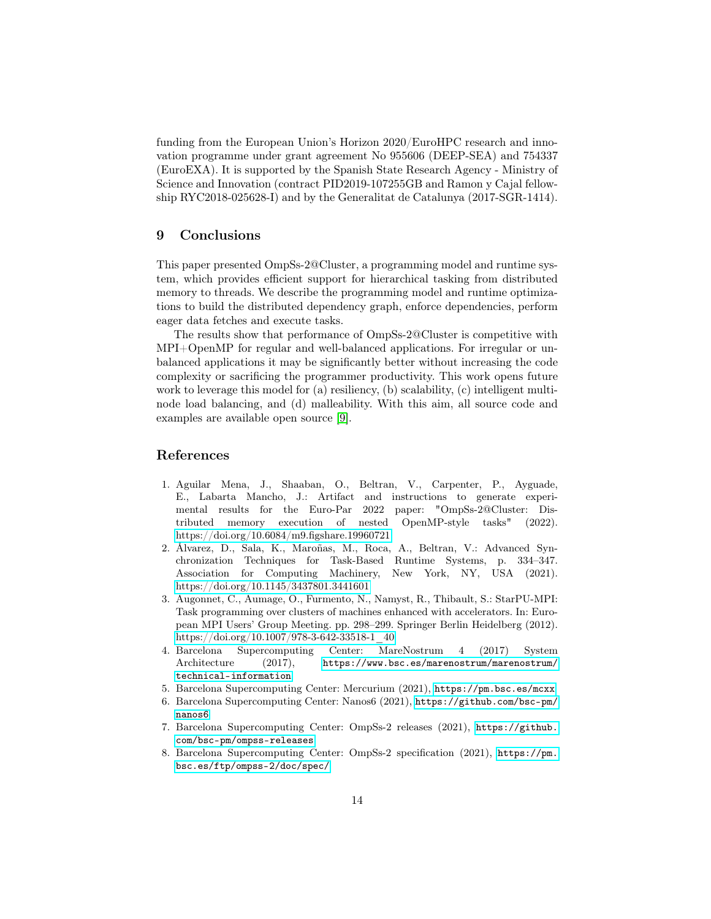funding from the European Union's Horizon 2020/EuroHPC research and innovation programme under grant agreement No 955606 (DEEP-SEA) and 754337 (EuroEXA). It is supported by the Spanish State Research Agency - Ministry of Science and Innovation (contract PID2019-107255GB and Ramon y Cajal fellowship RYC2018-025628-I) and by the Generalitat de Catalunya (2017-SGR-1414).

## 9 Conclusions

This paper presented OmpSs-2@Cluster, a programming model and runtime system, which provides efficient support for hierarchical tasking from distributed memory to threads. We describe the programming model and runtime optimizations to build the distributed dependency graph, enforce dependencies, perform eager data fetches and execute tasks.

The results show that performance of OmpSs-2@Cluster is competitive with MPI+OpenMP for regular and well-balanced applications. For irregular or unbalanced applications it may be significantly better without increasing the code complexity or sacrificing the programmer productivity. This work opens future work to leverage this model for (a) resiliency, (b) scalability, (c) intelligent multi-node load balancing, and (d) malleability. With this aim, all source code and examples are available open source [9].

## References

1. Aguilar Mena, J., Shaaban, O., Beltran, V., Carpenter, P., Ayguade, E., Labarta Mancho, J.: Artifact and instructions to generate experimental results for the Euro-Par 2022 paper: "OmpSs-2@Cluster: Distributed memory execution of nested OpenMP-style tasks" (2022). https://doi.org/10.6084/m9.figshare.19960721
2. Álvarez, D., Sala, K., Maroñas, M., Roca, A., Beltran, V.: Advanced Synchronization Techniques for Task-Based Runtime Systems, p. 334–347. Association for Computing Machinery, New York, NY, USA (2021). https://doi.org/10.1145/3437801.3441601
3. Augonnet, C., Aumage, O., Furmento, N., Namyst, R., Thibault, S.: StarPU-MPI: Task programming over clusters of machines enhanced with accelerators. In: European MPI Users' Group Meeting. pp. 298–299. Springer Berlin Heidelberg (2012). https://doi.org/10.1007/978-3-642-33518-1_40
4. Barcelona Supercomputing Center: MareNostrum 4 (2017) System Architecture (2017), `https://www.bsc.es/marenostrum/marenostrum/technical-information`
5. Barcelona Supercomputing Center: Mercurium (2021), `https://pm.bsc.es/mcxx`
6. Barcelona Supercomputing Center: Nanos6 (2021), `https://github.com/bsc-pm/nanos6`
7. Barcelona Supercomputing Center: OmpSs-2 releases (2021), `https://github.com/bsc-pm/ompss-releases`
8. Barcelona Supercomputing Center: OmpSs-2 specification (2021), `https://pm.bsc.es/ftp/ompss-2/doc/spec/`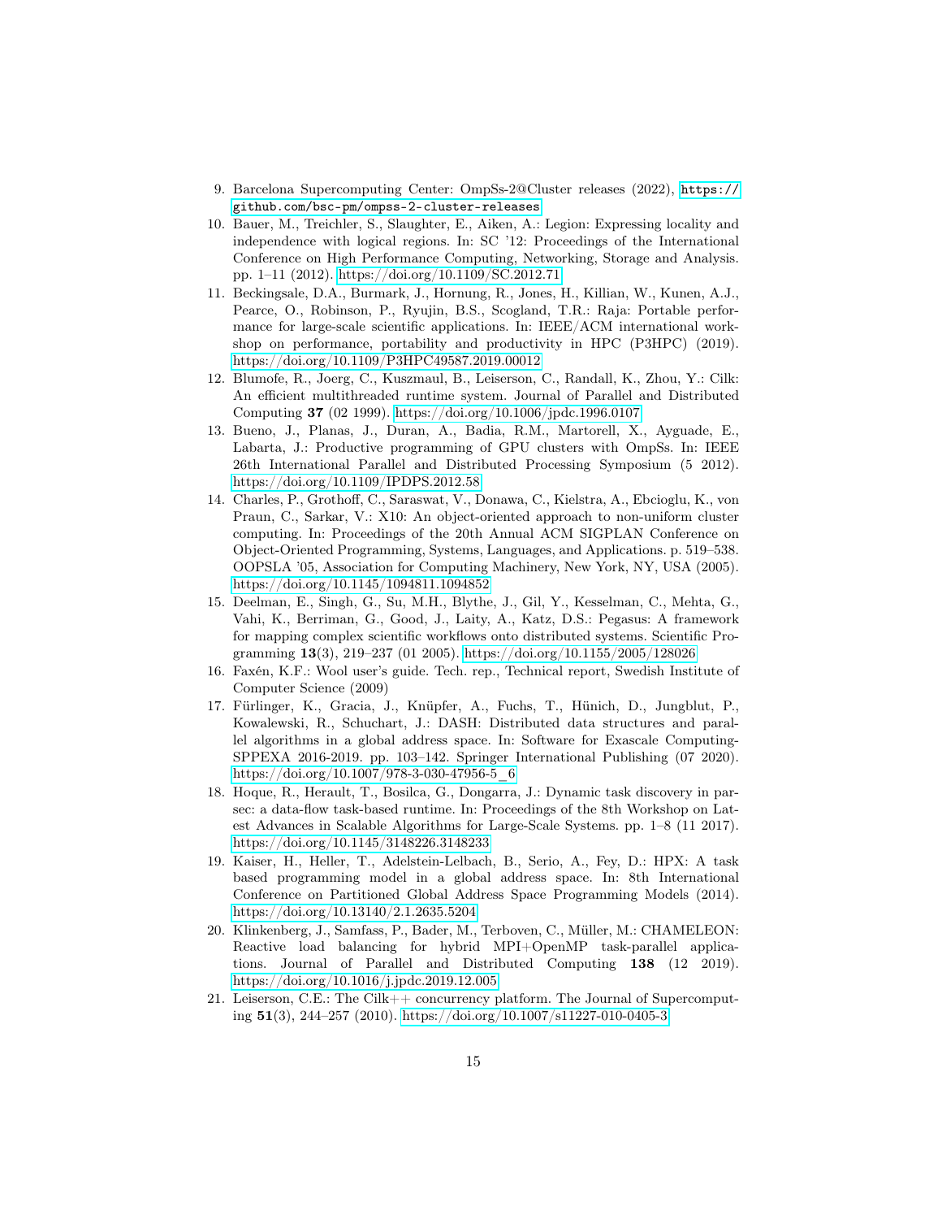9. Barcelona Supercomputing Center: OmpSs-2@Cluster releases (2022), https://github.com/bsc-pm/ompss-2-cluster-releases
10. Bauer, M., Treichler, S., Slaughter, E., Aiken, A.: Legion: Expressing locality and independence with logical regions. In: SC '12: Proceedings of the International Conference on High Performance Computing, Networking, Storage and Analysis. pp. 1–11 (2012). https://doi.org/10.1109/SC.2012.71
11. Beckingsale, D.A., Burmark, J., Hornung, R., Jones, H., Killian, W., Kunen, A.J., Pearce, O., Robinson, P., Ryujin, B.S., Scogland, T.R.: Raja: Portable performance for large-scale scientific applications. In: IEEE/ACM international workshop on performance, portability and productivity in HPC (P3HPC) (2019). https://doi.org/10.1109/P3HPC49587.2019.00012
12. Blumofe, R., Joerg, C., Kuszmaul, B., Leiserson, C., Randall, K., Zhou, Y.: Cilk: An efficient multithreaded runtime system. Journal of Parallel and Distributed Computing **37** (02 1999). https://doi.org/10.1006/jpdc.1996.0107
13. Bueno, J., Planas, J., Duran, A., Badia, R.M., Martorell, X., Ayguade, E., Labarta, J.: Productive programming of GPU clusters with OmpSs. In: IEEE 26th International Parallel and Distributed Processing Symposium (5 2012). https://doi.org/10.1109/IPDPS.2012.58
14. Charles, P., Grothoff, C., Saraswat, V., Donawa, C., Kielstra, A., Ebcioglu, K., von Praun, C., Sarkar, V.: X10: An object-oriented approach to non-uniform cluster computing. In: Proceedings of the 20th Annual ACM SIGPLAN Conference on Object-Oriented Programming, Systems, Languages, and Applications. p. 519–538. OOPSLA '05, Association for Computing Machinery, New York, NY, USA (2005). https://doi.org/10.1145/1094811.1094852
15. Deelman, E., Singh, G., Su, M.H., Blythe, J., Gil, Y., Kesselman, C., Mehta, G., Vahi, K., Berriman, G., Good, J., Laity, A., Katz, D.S.: Pegasus: A framework for mapping complex scientific workflows onto distributed systems. Scientific Programming **13**(3), 219–237 (01 2005). https://doi.org/10.1155/2005/128026
16. Faxén, K.F.: Wool user's guide. Tech. rep., Technical report, Swedish Institute of Computer Science (2009)
17. Fürlinger, K., Gracia, J., Knüpfer, A., Fuchs, T., Hünich, D., Jungblut, P., Kowalewski, R., Schuchart, J.: DASH: Distributed data structures and parallel algorithms in a global address space. In: Software for Exascale Computing-SPPEXA 2016-2019. pp. 103–142. Springer International Publishing (07 2020). https://doi.org/10.1007/978-3-030-47956-5_6
18. Hoque, R., Herault, T., Bosilca, G., Dongarra, J.: Dynamic task discovery in parsec: a data-flow task-based runtime. In: Proceedings of the 8th Workshop on Latest Advances in Scalable Algorithms for Large-Scale Systems. pp. 1–8 (11 2017). https://doi.org/10.1145/3148226.3148233
19. Kaiser, H., Heller, T., Adelstein-Lelbach, B., Serio, A., Fey, D.: HPX: A task based programming model in a global address space. In: 8th International Conference on Partitioned Global Address Space Programming Models (2014). https://doi.org/10.13140/2.1.2635.5204
20. Klinkenberg, J., Samfass, P., Bader, M., Terboven, C., Müller, M.: CHAMELEON: Reactive load balancing for hybrid MPI+OpenMP task-parallel applications. Journal of Parallel and Distributed Computing **138** (12 2019). https://doi.org/10.1016/j.jpdc.2019.12.005
21. Leiserson, C.E.: The Cilk++ concurrency platform. The Journal of Supercomputing **51**(3), 244–257 (2010). https://doi.org/10.1007/s11227-010-0405-3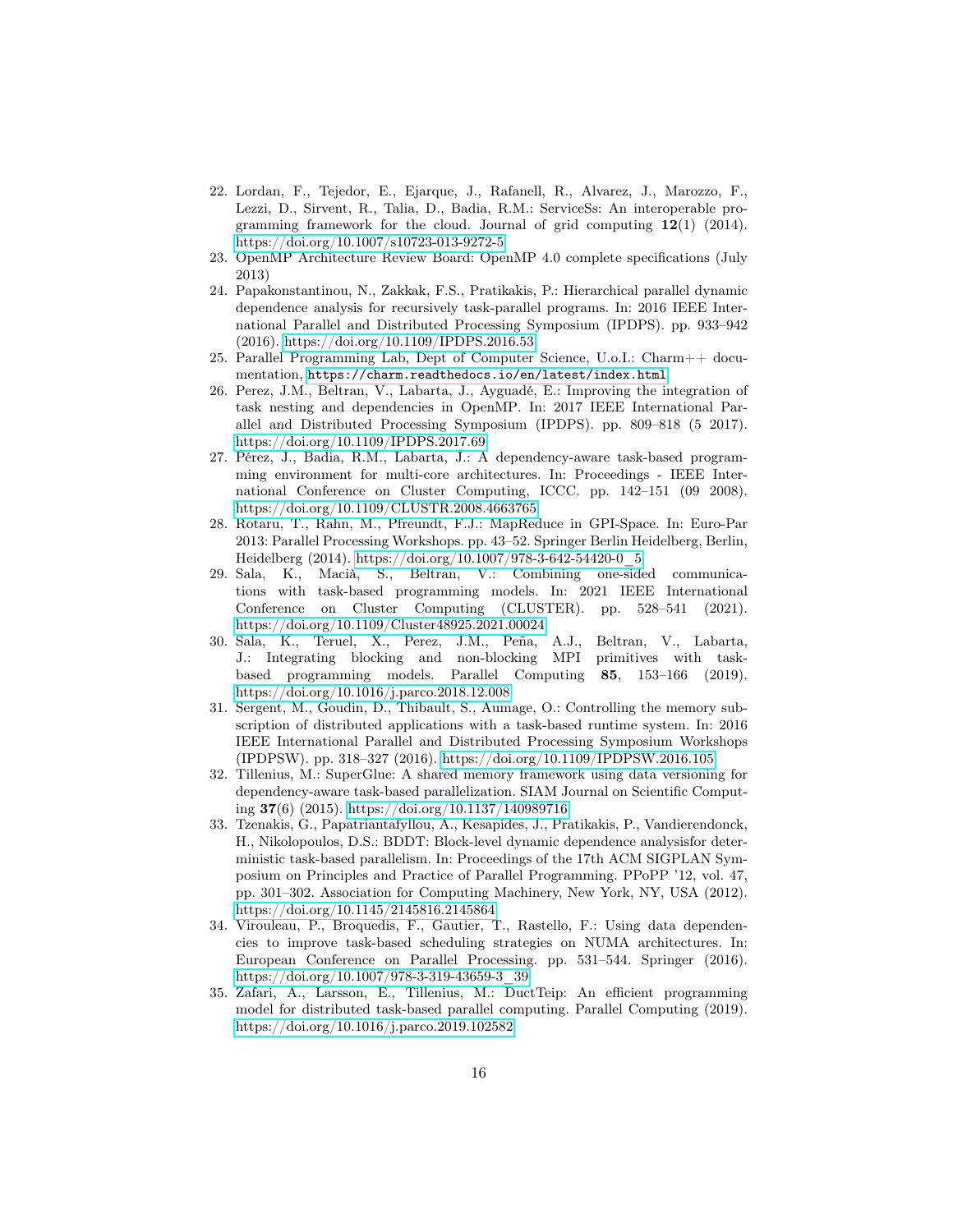22. Lordan, F., Tejedor, E., Ejarque, J., Rafanell, R., Alvarez, J., Marozzo, F., Lezzi, D., Sirvent, R., Talia, D., Badia, R.M.: ServiceSs: An interoperable programming framework for the cloud. Journal of grid computing **12**(1) (2014). https://doi.org/10.1007/s10723-013-9272-5
23. OpenMP Architecture Review Board: OpenMP 4.0 complete specifications (July 2013)
24. Papakonstantinou, N., Zakkak, F.S., Pratikakis, P.: Hierarchical parallel dynamic dependence analysis for recursively task-parallel programs. In: 2016 IEEE International Parallel and Distributed Processing Symposium (IPDPS). pp. 933–942 (2016). https://doi.org/10.1109/IPDPS.2016.53
25. Parallel Programming Lab, Dept of Computer Science, U.o.I.: Charm++ documentation, `https://charm.readthedocs.io/en/latest/index.html`
26. Perez, J.M., Beltran, V., Labarta, J., Ayguadé, E.: Improving the integration of task nesting and dependencies in OpenMP. In: 2017 IEEE International Parallel and Distributed Processing Symposium (IPDPS). pp. 809–818 (5 2017). https://doi.org/10.1109/IPDPS.2017.69
27. Pérez, J., Badia, R.M., Labarta, J.: A dependency-aware task-based programming environment for multi-core architectures. In: Proceedings - IEEE International Conference on Cluster Computing, ICCC. pp. 142–151 (09 2008). https://doi.org/10.1109/CLUSTR.2008.4663765
28. Rotaru, T., Rahn, M., Pfreundt, F.J.: MapReduce in GPI-Space. In: Euro-Par 2013: Parallel Processing Workshops. pp. 43–52. Springer Berlin Heidelberg, Berlin, Heidelberg (2014). https://doi.org/10.1007/978-3-642-54420-0_5
29. Sala, K., Macià, S., Beltran, V.: Combining one-sided communications with task-based programming models. In: 2021 IEEE International Conference on Cluster Computing (CLUSTER). pp. 528–541 (2021). https://doi.org/10.1109/Cluster48925.2021.00024
30. Sala, K., Teruel, X., Perez, J.M., Peña, A.J., Beltran, V., Labarta, J.: Integrating blocking and non-blocking MPI primitives with task-based programming models. Parallel Computing **85**, 153–166 (2019). https://doi.org/10.1016/j.parco.2018.12.008
31. Sergent, M., Goudin, D., Thibault, S., Aumage, O.: Controlling the memory subscription of distributed applications with a task-based runtime system. In: 2016 IEEE International Parallel and Distributed Processing Symposium Workshops (IPDPSW). pp. 318–327 (2016). https://doi.org/10.1109/IPDPSW.2016.105
32. Tillenius, M.: SuperGlue: A shared memory framework using data versioning for dependency-aware task-based parallelization. SIAM Journal on Scientific Computing **37**(6) (2015). https://doi.org/10.1137/140989716
33. Tzenakis, G., Papatriantafyllou, A., Kesapides, J., Pratikakis, P., Vandierendonck, H., Nikolopoulos, D.S.: BDDT: Block-level dynamic dependence analysisfor deterministic task-based parallelism. In: Proceedings of the 17th ACM SIGPLAN Symposium on Principles and Practice of Parallel Programming. PPoPP '12, vol. 47, pp. 301–302. Association for Computing Machinery, New York, NY, USA (2012). https://doi.org/10.1145/2145816.2145864
34. Virouleau, P., Broquedis, F., Gautier, T., Rastello, F.: Using data dependencies to improve task-based scheduling strategies on NUMA architectures. In: European Conference on Parallel Processing. pp. 531–544. Springer (2016). https://doi.org/10.1007/978-3-319-43659-3_39
35. Zafari, A., Larsson, E., Tillenius, M.: DuctTeip: An efficient programming model for distributed task-based parallel computing. Parallel Computing (2019). https://doi.org/10.1016/j.parco.2019.102582